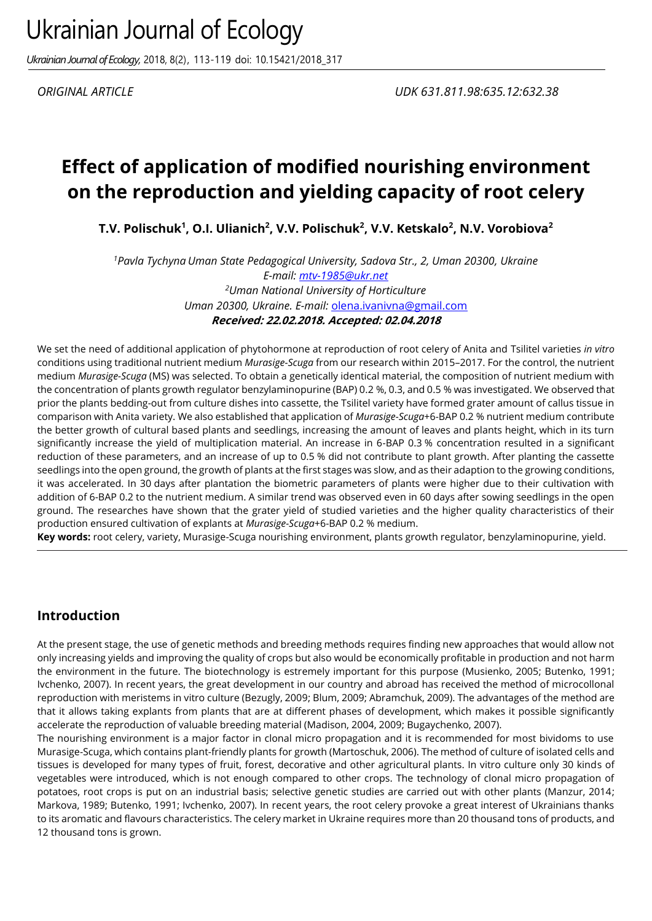ORIGINAL ARTICLE

UDK 631.811.98:635.12:632.38

# Effect of application of modified nourishing environment on the reproduction and yielding capacity of root celery

**T.V. Polischuk[1], O.I. Ulianich[2], V.V. Polischuk[2], V.V. Ketskalo[2], N.V. Vorobiova[2]**

[1]*Pavla Tychyna Uman State Pedagogical University, Sadova Str., 2, Uman 20300, Ukraine*
*E-mail: mtv-1985@ukr.net*
[2]*Uman National University of Horticulture*
*Uman 20300, Ukraine. E-mail:* olena.ivanivna@gmail.com

***Received: 22.02.2018. Accepted: 02.04.2018***

We set the need of additional application of phytohormone at reproduction of root celery of Anita and Tsilitel varieties *in vitro* conditions using traditional nutrient medium *Murasige-Scuga* from our research within 2015–2017. For the control, the nutrient medium *Murasige-Scuga* (MS) was selected. To obtain a genetically identical material, the composition of nutrient medium with the concentration of plants growth regulator benzylaminopurine (BAP) 0.2 %, 0.3, and 0.5 % was investigated. We observed that prior the plants bedding-out from culture dishes into cassette, the Tsilitel variety have formed grater amount of callus tissue in comparison with Anita variety. We also established that application of *Murasige-Scuga*+6-BAP 0.2 % nutrient medium contribute the better growth of cultural based plants and seedlings, increasing the amount of leaves and plants height, which in its turn significantly increase the yield of multiplication material. An increase in 6-BAP 0.3 % concentration resulted in a significant reduction of these parameters, and an increase of up to 0.5 % did not contribute to plant growth. After planting the cassette seedlings into the open ground, the growth of plants at the first stages was slow, and as their adaption to the growing conditions, it was accelerated. In 30 days after plantation the biometric parameters of plants were higher due to their cultivation with addition of 6-BAP 0.2 to the nutrient medium. A similar trend was observed even in 60 days after sowing seedlings in the open ground. The researches have shown that the grater yield of studied varieties and the higher quality characteristics of their production ensured cultivation of explants at *Murasige-Scuga*+6-BAP 0.2 % medium.

**Key words:** root celery, variety, Murasige-Scuga nourishing environment, plants growth regulator, benzylaminopurine, yield.

## Introduction

At the present stage, the use of genetic methods and breeding methods requires finding new approaches that would allow not only increasing yields and improving the quality of crops but also would be economically profitable in production and not harm the environment in the future. The biotechnology is estremely important for this purpose (Musienko, 2005; Butenko, 1991; Ivchenko, 2007). In recent years, the great development in our country and abroad has received the method of microcollonal reproduction with meristems in vitro culture (Bezugly, 2009; Blum, 2009; Abramchuk, 2009). The advantages of the method are that it allows taking explants from plants that are at different phases of development, which makes it possible significantly accelerate the reproduction of valuable breeding material (Madison, 2004, 2009; Bugaychenko, 2007).

The nourishing environment is a major factor in clonal micro propagation and it is recommended for most bividoms to use Murasige-Scuga, which contains plant-friendly plants for growth (Martoschuk, 2006). The method of culture of isolated cells and tissues is developed for many types of fruit, forest, decorative and other agricultural plants. In vitro culture only 30 kinds of vegetables were introduced, which is not enough compared to other crops. The technology of clonal micro propagation of potatoes, root crops is put on an industrial basis; selective genetic studies are carried out with other plants (Manzur, 2014; Markova, 1989; Butenko, 1991; Ivchenko, 2007). In recent years, the root celery provoke a great interest of Ukrainians thanks to its aromatic and flavours characteristics. The celery market in Ukraine requires more than 20 thousand tons of products, and 12 thousand tons is grown.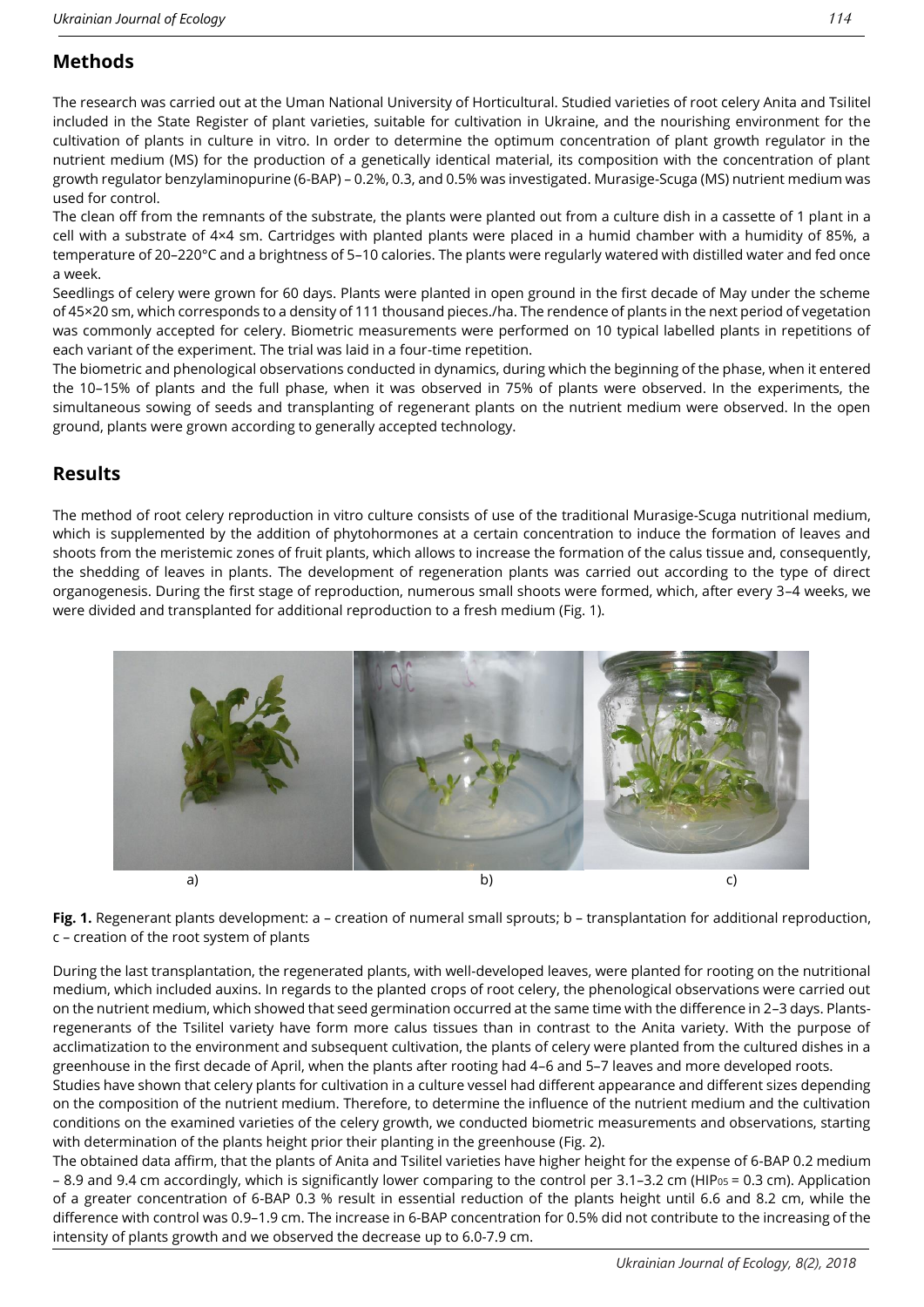## Methods

The research was carried out at the Uman National University of Horticultural. Studied varieties of root celery Anita and Tsilitel included in the State Register of plant varieties, suitable for cultivation in Ukraine, and the nourishing environment for the cultivation of plants in culture in vitro. In order to determine the optimum concentration of plant growth regulator in the nutrient medium (MS) for the production of a genetically identical material, its composition with the concentration of plant growth regulator benzylaminopurine (6-BAP) – 0.2%, 0.3, and 0.5% was investigated. Murasige-Scuga (MS) nutrient medium was used for control.

The clean off from the remnants of the substrate, the plants were planted out from a culture dish in a cassette of 1 plant in a cell with a substrate of 4×4 sm. Cartridges with planted plants were placed in a humid chamber with a humidity of 85%, a temperature of 20–220°C and a brightness of 5–10 calories. The plants were regularly watered with distilled water and fed once a week.

Seedlings of celery were grown for 60 days. Plants were planted in open ground in the first decade of May under the scheme of 45×20 sm, which corresponds to a density of 111 thousand pieces./ha. The rendence of plants in the next period of vegetation was commonly accepted for celery. Biometric measurements were performed on 10 typical labelled plants in repetitions of each variant of the experiment. The trial was laid in a four-time repetition.

The biometric and phenological observations conducted in dynamics, during which the beginning of the phase, when it entered the 10–15% of plants and the full phase, when it was observed in 75% of plants were observed. In the experiments, the simultaneous sowing of seeds and transplanting of regenerant plants on the nutrient medium were observed. In the open ground, plants were grown according to generally accepted technology.

## Results

The method of root celery reproduction in vitro culture consists of use of the traditional Murasige-Scuga nutritional medium, which is supplemented by the addition of phytohormones at a certain concentration to induce the formation of leaves and shoots from the meristemic zones of fruit plants, which allows to increase the formation of the calus tissue and, consequently, the shedding of leaves in plants. The development of regeneration plants was carried out according to the type of direct organogenesis. During the first stage of reproduction, numerous small shoots were formed, which, after every 3–4 weeks, we were divided and transplanted for additional reproduction to a fresh medium (Fig. 1).

a) b) c)

**Fig. 1.** Regenerant plants development: a – creation of numeral small sprouts; b – transplantation for additional reproduction, c – creation of the root system of plants

During the last transplantation, the regenerated plants, with well-developed leaves, were planted for rooting on the nutritional medium, which included auxins. In regards to the planted crops of root celery, the phenological observations were carried out on the nutrient medium, which showed that seed germination occurred at the same time with the difference in 2–3 days. Plants-regenerants of the Tsilitel variety have form more calus tissues than in contrast to the Anita variety. With the purpose of acclimatization to the environment and subsequent cultivation, the plants of celery were planted from the cultured dishes in a greenhouse in the first decade of April, when the plants after rooting had 4–6 and 5–7 leaves and more developed roots.

Studies have shown that celery plants for cultivation in a culture vessel had different appearance and different sizes depending on the composition of the nutrient medium. Therefore, to determine the influence of the nutrient medium and the cultivation conditions on the examined varieties of the celery growth, we conducted biometric measurements and observations, starting with determination of the plants height prior their planting in the greenhouse (Fig. 2).

The obtained data affirm, that the plants of Anita and Tsilitel varieties have higher height for the expense of 6-BAP 0.2 medium – 8.9 and 9.4 cm accordingly, which is significantly lower comparing to the control per 3.1–3.2 cm ($HIP_{05}$ = 0.3 cm). Application of a greater concentration of 6-BAP 0.3 % result in essential reduction of the plants height until 6.6 and 8.2 cm, while the difference with control was 0.9–1.9 cm. The increase in 6-BAP concentration for 0.5% did not contribute to the increasing of the intensity of plants growth and we observed the decrease up to 6.0-7.9 cm.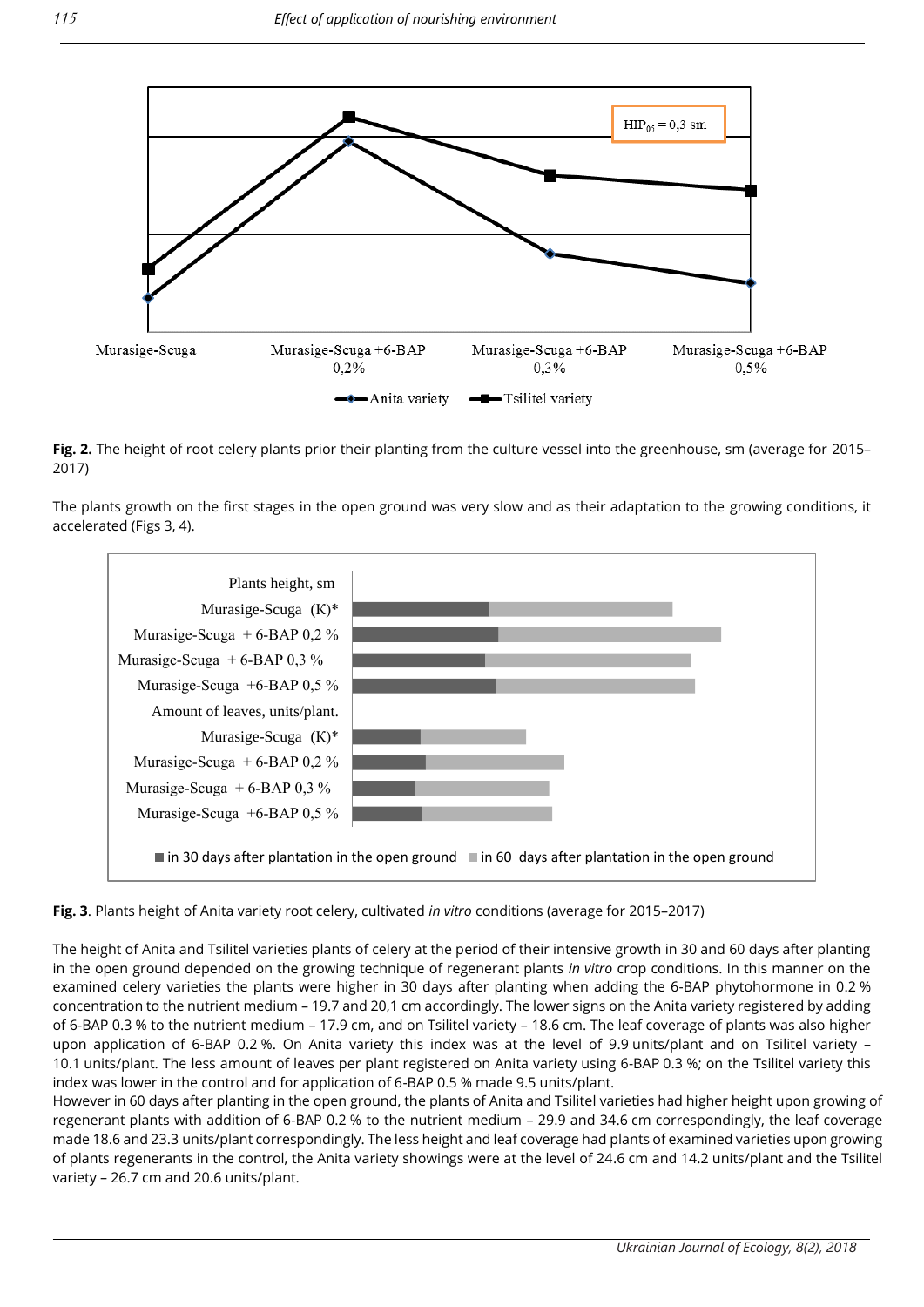**Fig. 2.** The height of root celery plants prior their planting from the culture vessel into the greenhouse, sm (average for 2015–2017)

The plants growth on the first stages in the open ground was very slow and as their adaptation to the growing conditions, it accelerated (Figs 3, 4).

**Fig. 3**. Plants height of Anita variety root celery, cultivated *in vitro* conditions (average for 2015–2017)

The height of Anita and Tsilitel varieties plants of celery at the period of their intensive growth in 30 and 60 days after planting in the open ground depended on the growing technique of regenerant plants *in vitro* crop conditions. In this manner on the examined celery varieties the plants were higher in 30 days after planting when adding the 6-BAP phytohormone in 0.2 % concentration to the nutrient medium – 19.7 and 20,1 cm accordingly. The lower signs on the Anita variety registered by adding of 6-BAP 0.3 % to the nutrient medium – 17.9 cm, and on Tsilitel variety – 18.6 cm. The leaf coverage of plants was also higher upon application of 6-BAP 0.2 %. On Anita variety this index was at the level of 9.9 units/plant and on Tsilitel variety – 10.1 units/plant. The less amount of leaves per plant registered on Anita variety using 6-BAP 0.3 %; on the Tsilitel variety this index was lower in the control and for application of 6-BAP 0.5 % made 9.5 units/plant.

However in 60 days after planting in the open ground, the plants of Anita and Tsilitel varieties had higher height upon growing of regenerant plants with addition of 6-BAP 0.2 % to the nutrient medium – 29.9 and 34.6 cm correspondingly, the leaf coverage made 18.6 and 23.3 units/plant correspondingly. The less height and leaf coverage had plants of examined varieties upon growing of plants regenerants in the control, the Anita variety showings were at the level of 24.6 cm and 14.2 units/plant and the Tsilitel variety – 26.7 cm and 20.6 units/plant.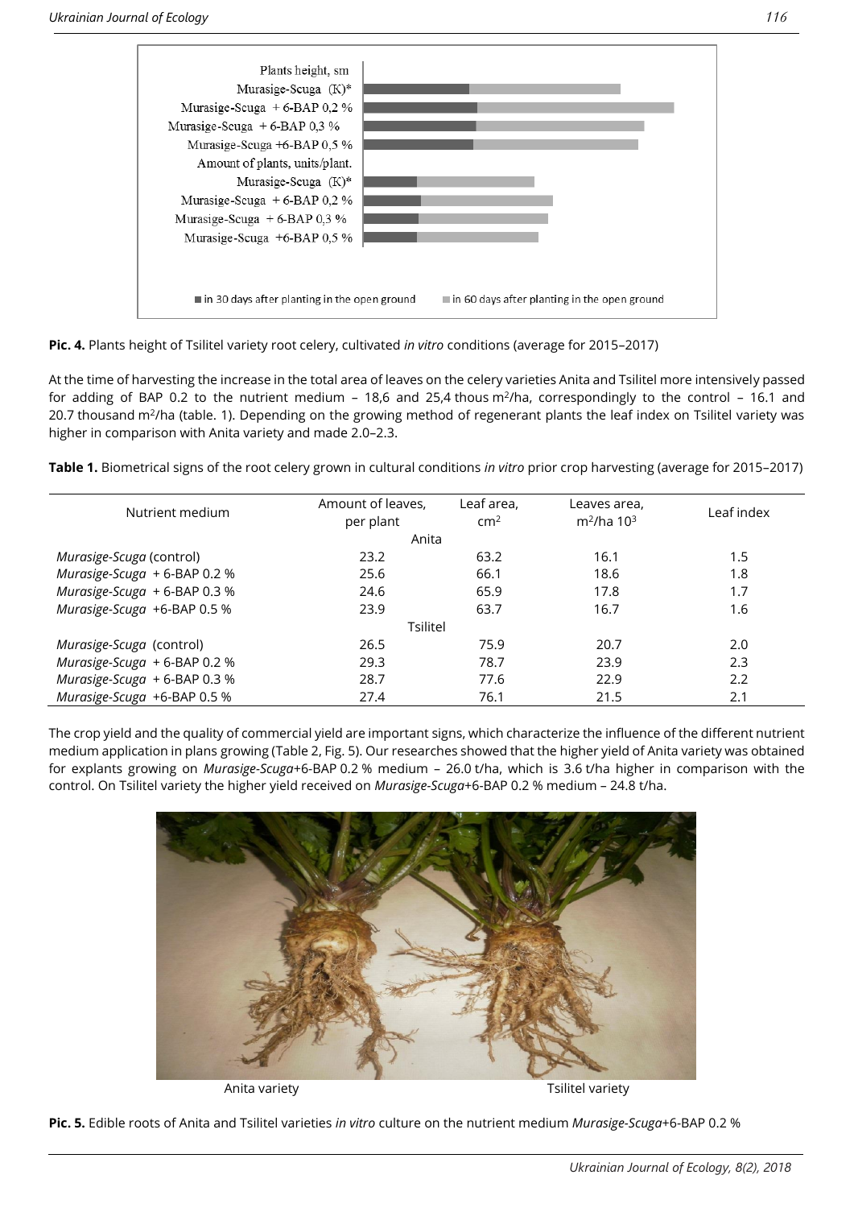**Pic. 4.** Plants height of Tsilitel variety root celery, cultivated *in vitro* conditions (average for 2015–2017)

At the time of harvesting the increase in the total area of leaves on the celery varieties Anita and Tsilitel more intensively passed for adding of BAP 0.2 to the nutrient medium – 18,6 and 25,4 thous m$^2$/ha, correspondingly to the control – 16.1 and 20.7 thousand m$^2$/ha (table. 1). Depending on the growing method of regenerant plants the leaf index on Tsilitel variety was higher in comparison with Anita variety and made 2.0–2.3.

**Table 1.** Biometrical signs of the root celery grown in cultural conditions *in vitro* prior crop harvesting (average for 2015–2017)

| Nutrient medium | Amount of leaves, per plant | Leaf area, cm$^2$ | Leaves area, m$^2$/ha $10^3$ | Leaf index |
|---|---|---|---|---|
| | | Anita | | |
| *Murasige-Scuga* (control) | 23.2 | 63.2 | 16.1 | 1.5 |
| *Murasige-Scuga* + 6-BAP 0.2 % | 25.6 | 66.1 | 18.6 | 1.8 |
| *Murasige-Scuga* + 6-BAP 0.3 % | 24.6 | 65.9 | 17.8 | 1.7 |
| *Murasige-Scuga* +6-BAP 0.5 % | 23.9 | 63.7 | 16.7 | 1.6 |
| | | Tsilitel | | |
| *Murasige-Scuga* (control) | 26.5 | 75.9 | 20.7 | 2.0 |
| *Murasige-Scuga* + 6-BAP 0.2 % | 29.3 | 78.7 | 23.9 | 2.3 |
| *Murasige-Scuga* + 6-BAP 0.3 % | 28.7 | 77.6 | 22.9 | 2.2 |
| *Murasige-Scuga* +6-BAP 0.5 % | 27.4 | 76.1 | 21.5 | 2.1 |

The crop yield and the quality of commercial yield are important signs, which characterize the influence of the different nutrient medium application in plans growing (Table 2, Fig. 5). Our researches showed that the higher yield of Anita variety was obtained for explants growing on *Murasige-Scuga*+6-BAP 0.2 % medium – 26.0 t/ha, which is 3.6 t/ha higher in comparison with the control. On Tsilitel variety the higher yield received on *Murasige-Scuga*+6-BAP 0.2 % medium – 24.8 t/ha.

Anita variety Tsilitel variety

**Pic. 5.** Edible roots of Anita and Tsilitel varieties *in vitro* culture on the nutrient medium *Murasige-Scuga*+6-BAP 0.2 %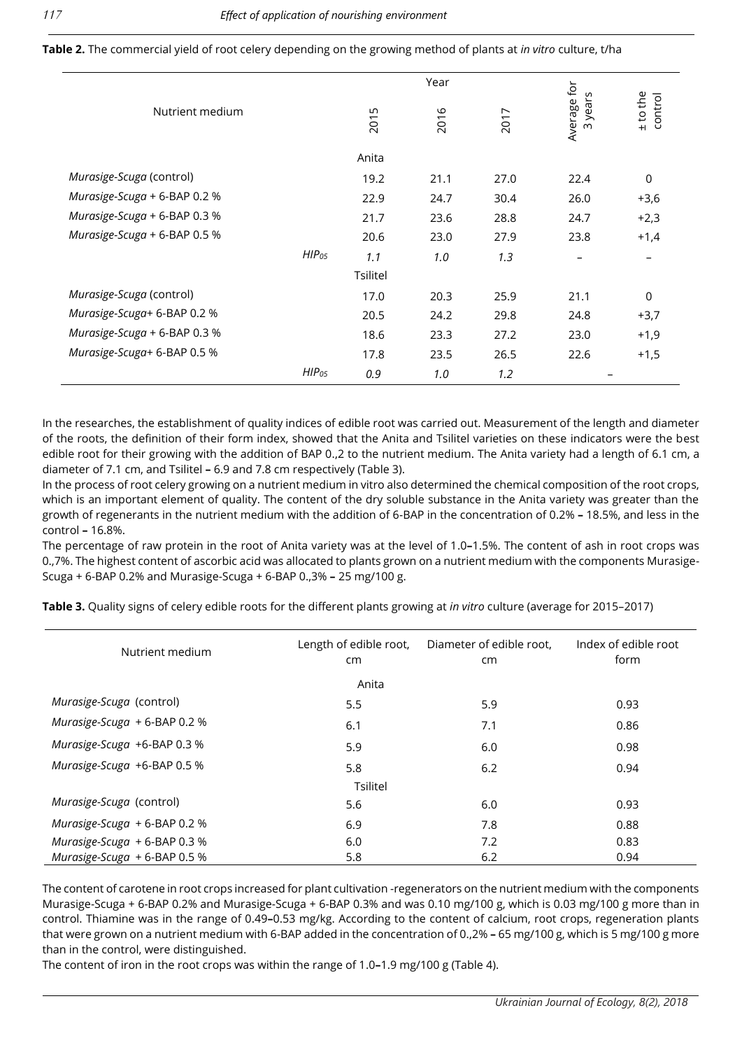**Table 2.** The commercial yield of root celery depending on the growing method of plants at *in vitro* culture, t/ha

| Nutrient medium | | Year | | | Average for 3 years | ± to the control |
|---|---|---|---|---|---|---|
| | | 2015 | 2016 | 2017 | | |
| | | Anita | | | | |
| *Murasige-Scuga* (control) | | 19.2 | 21.1 | 27.0 | 22.4 | 0 |
| *Murasige-Scuga* + 6-BAP 0.2 % | | 22.9 | 24.7 | 30.4 | 26.0 | +3,6 |
| *Murasige-Scuga* + 6-BAP 0.3 % | | 21.7 | 23.6 | 28.8 | 24.7 | +2,3 |
| *Murasige-Scuga* + 6-BAP 0.5 % | | 20.6 | 23.0 | 27.9 | 23.8 | +1,4 |
| | *$HIP_{05}$* | *1.1* | *1.0* | *1.3* | – | – |
| | | Tsilitel | | | | |
| *Murasige-Scuga* (control) | | 17.0 | 20.3 | 25.9 | 21.1 | 0 |
| *Murasige-Scuga*+ 6-BAP 0.2 % | | 20.5 | 24.2 | 29.8 | 24.8 | +3,7 |
| *Murasige-Scuga* + 6-BAP 0.3 % | | 18.6 | 23.3 | 27.2 | 23.0 | +1,9 |
| *Murasige-Scuga*+ 6-BAP 0.5 % | | 17.8 | 23.5 | 26.5 | 22.6 | +1,5 |
| | *$HIP_{05}$* | *0.9* | *1.0* | *1.2* | – | |

In the researches, the establishment of quality indices of edible root was carried out. Measurement of the length and diameter of the roots, the definition of their form index, showed that the Anita and Tsilitel varieties on these indicators were the best edible root for their growing with the addition of BAP 0.,2 to the nutrient medium. The Anita variety had a length of 6.1 cm, a diameter of 7.1 cm, and Tsilitel – 6.9 and 7.8 cm respectively (Table 3).

In the process of root celery growing on a nutrient medium in vitro also determined the chemical composition of the root crops, which is an important element of quality. The content of the dry soluble substance in the Anita variety was greater than the growth of regenerants in the nutrient medium with the addition of 6-BAP in the concentration of 0.2% – 18.5%, and less in the control – 16.8%.

The percentage of raw protein in the root of Anita variety was at the level of 1.0–1.5%. The content of ash in root crops was 0.,7%. The highest content of ascorbic acid was allocated to plants grown on a nutrient medium with the components Murasige-Scuga + 6-BAP 0.2% and Murasige-Scuga + 6-BAP 0.,3% – 25 mg/100 g.

**Table 3.** Quality signs of celery edible roots for the different plants growing at *in vitro* culture (average for 2015–2017)

| Nutrient medium | Length of edible root, cm | Diameter of edible root, cm | Index of edible root form |
|---|---|---|---|
| | Anita | | |
| *Murasige-Scuga* (control) | 5.5 | 5.9 | 0.93 |
| *Murasige-Scuga* + 6-BAP 0.2 % | 6.1 | 7.1 | 0.86 |
| *Murasige-Scuga* +6-BAP 0.3 % | 5.9 | 6.0 | 0.98 |
| *Murasige-Scuga* +6-BAP 0.5 % | 5.8 | 6.2 | 0.94 |
| | Tsilitel | | |
| *Murasige-Scuga* (control) | 5.6 | 6.0 | 0.93 |
| *Murasige-Scuga* + 6-BAP 0.2 % | 6.9 | 7.8 | 0.88 |
| *Murasige-Scuga* + 6-BAP 0.3 % | 6.0 | 7.2 | 0.83 |
| *Murasige-Scuga* + 6-BAP 0.5 % | 5.8 | 6.2 | 0.94 |

The content of carotene in root crops increased for plant cultivation -regenerators on the nutrient medium with the components Murasige-Scuga + 6-BAP 0.2% and Murasige-Scuga + 6-BAP 0.3% and was 0.10 mg/100 g, which is 0.03 mg/100 g more than in control. Thiamine was in the range of 0.49–0.53 mg/kg. According to the content of calcium, root crops, regeneration plants that were grown on a nutrient medium with 6-BAP added in the concentration of 0.,2% – 65 mg/100 g, which is 5 mg/100 g more than in the control, were distinguished.

The content of iron in the root crops was within the range of 1.0–1.9 mg/100 g (Table 4).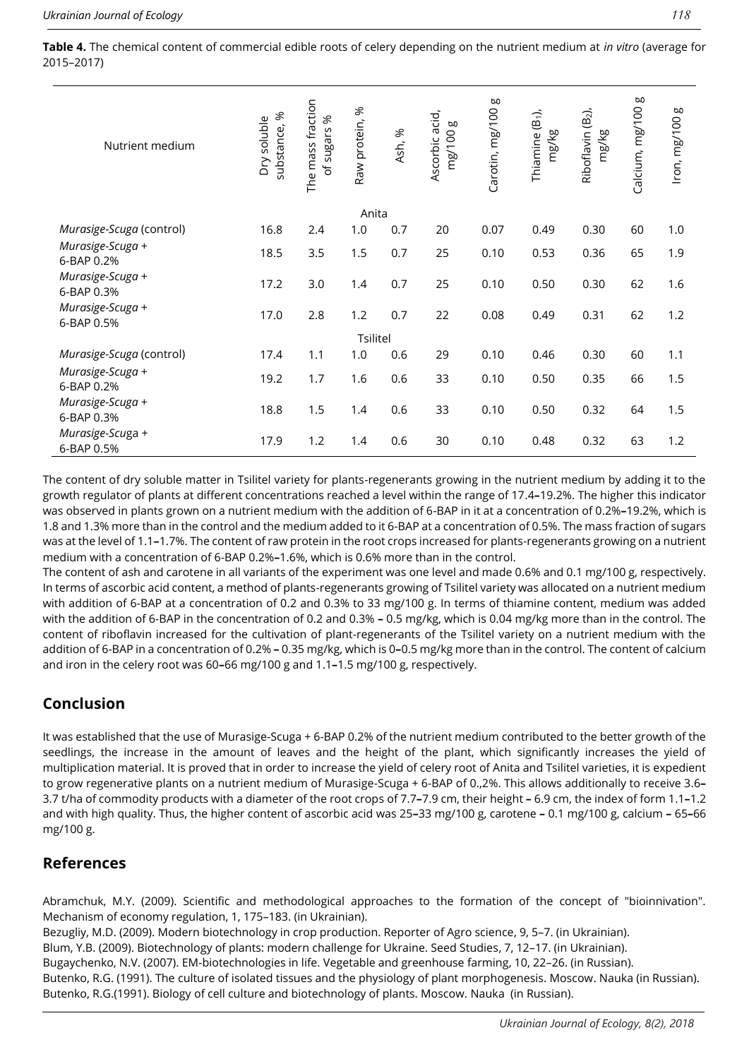**Table 4.** The chemical content of commercial edible roots of celery depending on the nutrient medium at *in vitro* (average for 2015–2017)

| Nutrient medium | Dry soluble substance, % | The mass fraction of sugars % | Raw protein, % | Ash, % | Ascorbic acid, mg/100 g | Carotin, mg/100 g | Thiamine ($B_1$), mg/kg | Riboflavin ($B_2$), mg/kg | Calcium, mg/100 g | Iron, mg/100 g |
|---|---|---|---|---|---|---|---|---|---|---|
| | | | | Anita | | | | | | |
| *Murasige-Scuga* (control) | 16.8 | 2.4 | 1.0 | 0.7 | 20 | 0.07 | 0.49 | 0.30 | 60 | 1.0 |
| *Murasige-Scuga* + 6-BAP 0.2% | 18.5 | 3.5 | 1.5 | 0.7 | 25 | 0.10 | 0.53 | 0.36 | 65 | 1.9 |
| *Murasige-Scuga* + 6-BAP 0.3% | 17.2 | 3.0 | 1.4 | 0.7 | 25 | 0.10 | 0.50 | 0.30 | 62 | 1.6 |
| *Murasige-Scuga* + 6-BAP 0.5% | 17.0 | 2.8 | 1.2 | 0.7 | 22 | 0.08 | 0.49 | 0.31 | 62 | 1.2 |
| | | | | Tsilitel | | | | | | |
| *Murasige-Scuga* (control) | 17.4 | 1.1 | 1.0 | 0.6 | 29 | 0.10 | 0.46 | 0.30 | 60 | 1.1 |
| *Murasige-Scuga* + 6-BAP 0.2% | 19.2 | 1.7 | 1.6 | 0.6 | 33 | 0.10 | 0.50 | 0.35 | 66 | 1.5 |
| *Murasige-Scuga* + 6-BAP 0.3% | 18.8 | 1.5 | 1.4 | 0.6 | 33 | 0.10 | 0.50 | 0.32 | 64 | 1.5 |
| *Murasige-Scuga* + 6-BAP 0.5% | 17.9 | 1.2 | 1.4 | 0.6 | 30 | 0.10 | 0.48 | 0.32 | 63 | 1.2 |

The content of dry soluble matter in Tsilitel variety for plants-regenerants growing in the nutrient medium by adding it to the growth regulator of plants at different concentrations reached a level within the range of 17.4–19.2%. The higher this indicator was observed in plants grown on a nutrient medium with the addition of 6-BAP in it at a concentration of 0.2%–19.2%, which is 1.8 and 1.3% more than in the control and the medium added to it 6-BAP at a concentration of 0.5%. The mass fraction of sugars was at the level of 1.1–1.7%. The content of raw protein in the root crops increased for plants-regenerants growing on a nutrient medium with a concentration of 6-BAP 0.2%–1.6%, which is 0.6% more than in the control.

The content of ash and carotene in all variants of the experiment was one level and made 0.6% and 0.1 mg/100 g, respectively. In terms of ascorbic acid content, a method of plants-regenerants growing of Tsilitel variety was allocated on a nutrient medium with addition of 6-BAP at a concentration of 0.2 and 0.3% to 33 mg/100 g. In terms of thiamine content, medium was added with the addition of 6-BAP in the concentration of 0.2 and 0.3% – 0.5 mg/kg, which is 0.04 mg/kg more than in the control. The content of riboflavin increased for the cultivation of plant-regenerants of the Tsilitel variety on a nutrient medium with the addition of 6-BAP in a concentration of 0.2% – 0.35 mg/kg, which is 0–0.5 mg/kg more than in the control. The content of calcium and iron in the celery root was 60–66 mg/100 g and 1.1–1.5 mg/100 g, respectively.

## Conclusion

It was established that the use of Murasige-Scuga + 6-BAP 0.2% of the nutrient medium contributed to the better growth of the seedlings, the increase in the amount of leaves and the height of the plant, which significantly increases the yield of multiplication material. It is proved that in order to increase the yield of celery root of Anita and Tsilitel varieties, it is expedient to grow regenerative plants on a nutrient medium of Murasige-Scuga + 6-BAP of 0.,2%. This allows additionally to receive 3.6–3.7 t/ha of commodity products with a diameter of the root crops of 7.7–7.9 cm, their height – 6.9 cm, the index of form 1.1–1.2 and with high quality. Thus, the higher content of ascorbic acid was 25–33 mg/100 g, carotene – 0.1 mg/100 g, calcium – 65–66 mg/100 g.

## References

Abramchuk, M.Y. (2009). Scientific and methodological approaches to the formation of the concept of "bioinnivation". Mechanism of economy regulation, 1, 175–183. (in Ukrainian).

Bezugliy, M.D. (2009). Modern biotechnology in crop production. Reporter of Agro science, 9, 5–7. (in Ukrainian).

Blum, Y.B. (2009). Biotechnology of plants: modern challenge for Ukraine. Seed Studies, 7, 12–17. (in Ukrainian).

Bugaychenko, N.V. (2007). EM-biotechnologies in life. Vegetable and greenhouse farming, 10, 22–26. (in Russian).

Butenko, R.G. (1991). The culture of isolated tissues and the physiology of plant morphogenesis. Moscow. Nauka (in Russian).

Butenko, R.G.(1991). Biology of cell culture and biotechnology of plants. Moscow. Nauka (in Russian).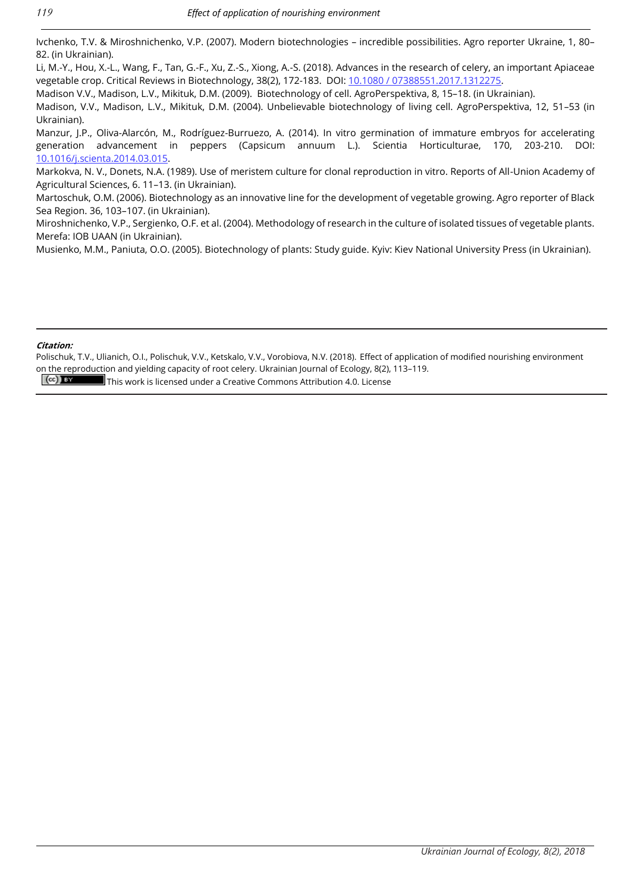Ivchenko, T.V. & Miroshnichenko, V.P. (2007). Modern biotechnologies – incredible possibilities. Agro reporter Ukraine, 1, 80–82. (in Ukrainian).

Li, M.-Y., Hou, X.-L., Wang, F., Tan, G.-F., Xu, Z.-S., Xiong, A.-S. (2018). Advances in the research of celery, an important Apiaceae vegetable crop. Critical Reviews in Biotechnology, 38(2), 172-183. DOI: 10.1080 / 07388551.2017.1312275.

Madison V.V., Madison, L.V., Mikituk, D.M. (2009). Biotechnology of cell. AgroPerspektiva, 8, 15–18. (in Ukrainian).

Madison, V.V., Madison, L.V., Mikituk, D.M. (2004). Unbelievable biotechnology of living cell. AgroPerspektiva, 12, 51–53 (in Ukrainian).

Manzur, J.P., Oliva-Alarcón, M., Rodríguez-Burruezo, A. (2014). In vitro germination of immature embryos for accelerating generation advancement in peppers (Capsicum annuum L.). Scientia Horticulturae, 170, 203-210. DOI: 10.1016/j.scienta.2014.03.015.

Markokva, N. V., Donets, N.A. (1989). Use of meristem culture for clonal reproduction in vitro. Reports of All-Union Academy of Agricultural Sciences, 6. 11–13. (in Ukrainian).

Martoschuk, O.M. (2006). Biotechnology as an innovative line for the development of vegetable growing. Agro reporter of Black Sea Region. 36, 103–107. (in Ukrainian).

Miroshnichenko, V.P., Sergienko, O.F. et al. (2004). Methodology of research in the culture of isolated tissues of vegetable plants. Merefa: IOB UAAN (in Ukrainian).

Musienko, M.M., Paniuta, O.O. (2005). Biotechnology of plants: Study guide. Kyiv: Kiev National University Press (in Ukrainian).

***Citation:***

Polischuk, T.V., Ulianich, O.I., Polischuk, V.V., Ketskalo, V.V., Vorobiova, N.V. (2018). Effect of application of modified nourishing environment on the reproduction and yielding capacity of root celery. Ukrainian Journal of Ecology, 8(2), 113–119.

This work is licensed under a Creative Commons Attribution 4.0. License